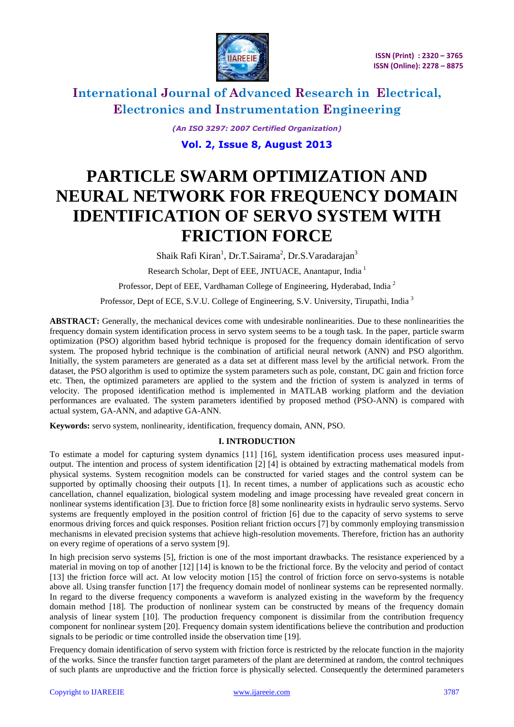# PARTICLE SWARM OPTIMIZATION AND NEURAL NETWORK FOR FREQUENCY DOMAIN IDENTIFICATION OF SERVO SYSTEM WITH FRICTION FORCE

Shaik Rafi Kiran[1], Dr.T.Sairama[2], Dr.S.Varadarajan[3]

Research Scholar, Dept of EEE, JNTUACE, Anantapur, India [1]

Professor, Dept of EEE, Vardhaman College of Engineering, Hyderabad, India [2]

Professor, Dept of ECE, S.V.U. College of Engineering, S.V. University, Tirupathi, India [3]

**ABSTRACT:** Generally, the mechanical devices come with undesirable nonlinearities. Due to these nonlinearities the frequency domain system identification process in servo system seems to be a tough task. In the paper, particle swarm optimization (PSO) algorithm based hybrid technique is proposed for the frequency domain identification of servo system. The proposed hybrid technique is the combination of artificial neural network (ANN) and PSO algorithm. Initially, the system parameters are generated as a data set at different mass level by the artificial network. From the dataset, the PSO algorithm is used to optimize the system parameters such as pole, constant, DC gain and friction force etc. Then, the optimized parameters are applied to the system and the friction of system is analyzed in terms of velocity. The proposed identification method is implemented in MATLAB working platform and the deviation performances are evaluated. The system parameters identified by proposed method (PSO-ANN) is compared with actual system, GA-ANN, and adaptive GA-ANN.

**Keywords:** servo system, nonlinearity, identification, frequency domain, ANN, PSO.

## I. INTRODUCTION

To estimate a model for capturing system dynamics [11] [16], system identification process uses measured input-output. The intention and process of system identification [2] [4] is obtained by extracting mathematical models from physical systems. System recognition models can be constructed for varied stages and the control system can be supported by optimally choosing their outputs [1]. In recent times, a number of applications such as acoustic echo cancellation, channel equalization, biological system modeling and image processing have revealed great concern in nonlinear systems identification [3]. Due to friction force [8] some nonlinearity exists in hydraulic servo systems. Servo systems are frequently employed in the position control of friction [6] due to the capacity of servo systems to serve enormous driving forces and quick responses. Position reliant friction occurs [7] by commonly employing transmission mechanisms in elevated precision systems that achieve high-resolution movements. Therefore, friction has an authority on every regime of operations of a servo system [9].

In high precision servo systems [5], friction is one of the most important drawbacks. The resistance experienced by a material in moving on top of another [12] [14] is known to be the frictional force. By the velocity and period of contact [13] the friction force will act. At low velocity motion [15] the control of friction force on servo-systems is notable above all. Using transfer function [17] the frequency domain model of nonlinear systems can be represented normally. In regard to the diverse frequency components a waveform is analyzed existing in the waveform by the frequency domain method [18]. The production of nonlinear system can be constructed by means of the frequency domain analysis of linear system [10]. The production frequency component is dissimilar from the contribution frequency component for nonlinear system [20]. Frequency domain system identifications believe the contribution and production signals to be periodic or time controlled inside the observation time [19].

Frequency domain identification of servo system with friction force is restricted by the relocate function in the majority of the works. Since the transfer function target parameters of the plant are determined at random, the control techniques of such plants are unproductive and the friction force is physically selected. Consequently the determined parameters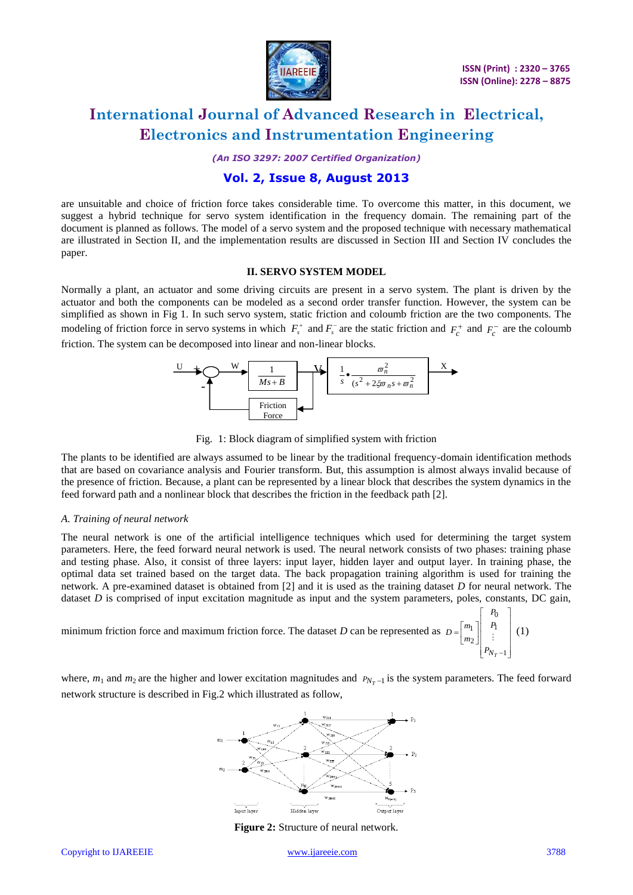are unsuitable and choice of friction force takes considerable time. To overcome this matter, in this document, we suggest a hybrid technique for servo system identification in the frequency domain. The remaining part of the document is planned as follows. The model of a servo system and the proposed technique with necessary mathematical are illustrated in Section II, and the implementation results are discussed in Section III and Section IV concludes the paper.

## II. SERVO SYSTEM MODEL

Normally a plant, an actuator and some driving circuits are present in a servo system. The plant is driven by the actuator and both the components can be modeled as a second order transfer function. However, the system can be simplified as shown in Fig 1. In such servo system, static friction and coloumb friction are the two components. The modeling of friction force in servo systems in which $F_s^+$ and $F_s^-$ are the static friction and $F_c^+$ and $F_c^-$ are the coloumb friction. The system can be decomposed into linear and non-linear blocks.

Fig. 1: Block diagram of simplified system with friction

The plants to be identified are always assumed to be linear by the traditional frequency-domain identification methods that are based on covariance analysis and Fourier transform. But, this assumption is almost always invalid because of the presence of friction. Because, a plant can be represented by a linear block that describes the system dynamics in the feed forward path and a nonlinear block that describes the friction in the feedback path [2].

### *A. Training of neural network*

The neural network is one of the artificial intelligence techniques which used for determining the target system parameters. Here, the feed forward neural network is used. The neural network consists of two phases: training phase and testing phase. Also, it consist of three layers: input layer, hidden layer and output layer. In training phase, the optimal data set trained based on the target data. The back propagation training algorithm is used for training the network. A pre-examined dataset is obtained from [2] and it is used as the training dataset $D$ for neural network. The dataset $D$ is comprised of input excitation magnitude as input and the system parameters, poles, constants, DC gain, minimum friction force and maximum friction force. The dataset $D$ can be represented as

$$D = \begin{bmatrix} m_1 \\ m_2 \end{bmatrix} \begin{bmatrix} P_0 \\ P_1 \\ \vdots \\ P_{N_T-1} \end{bmatrix} \quad (1)$$

where, $m_1$ and $m_2$ are the higher and lower excitation magnitudes and $P_{N_T-1}$ is the system parameters. The feed forward network structure is described in Fig.2 which illustrated as follow,

**Figure 2:** Structure of neural network.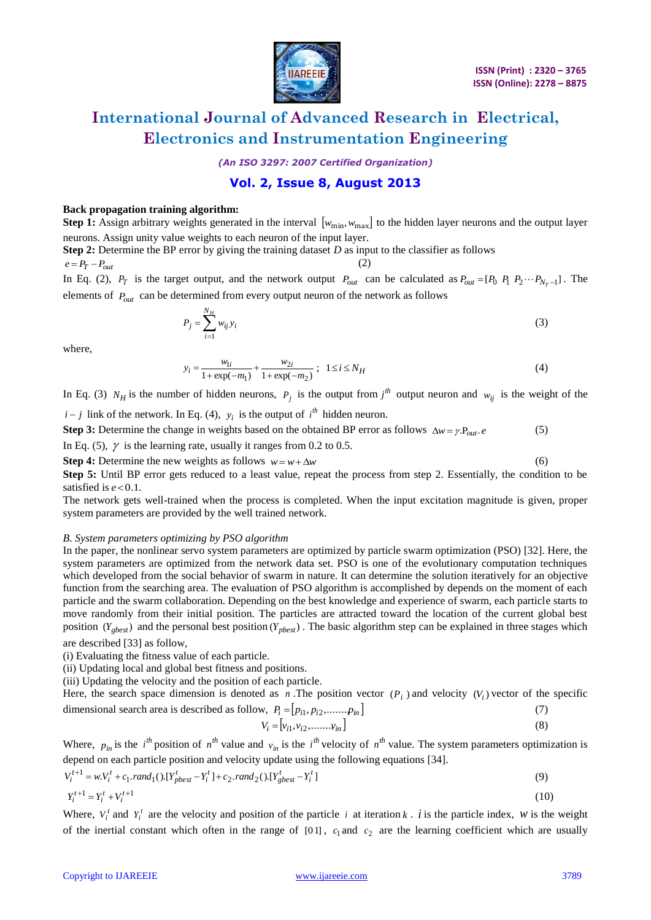**Back propagation training algorithm:**

**Step 1:** Assign arbitrary weights generated in the interval $[w_{\min}, w_{\max}]$ to the hidden layer neurons and the output layer neurons. Assign unity value weights to each neuron of the input layer.

**Step 2:** Determine the BP error by giving the training dataset $D$ as input to the classifier as follows

$$e = P_T - P_{out} \tag{2}$$

In Eq. (2), $P_T$ is the target output, and the network output $P_{out}$ can be calculated as $P_{out} = [P_0 \; P_1 \; P_2 \cdots P_{N_T - 1}]$. The elements of $P_{out}$ can be determined from every output neuron of the network as follows

$$P_j = \sum_{i=1}^{N_H} w_{ij} y_i \tag{3}$$

where,

$$y_i = \frac{w_{1i}}{1+\exp(-m_1)} + \frac{w_{2i}}{1+\exp(-m_2)}; \quad 1 \le i \le N_H \tag{4}$$

In Eq. (3) $N_H$ is the number of hidden neurons, $P_j$ is the output from $j^{th}$ output neuron and $w_{ij}$ is the weight of the $i-j$ link of the network. In Eq. (4), $y_i$ is the output of $i^{th}$ hidden neuron.

**Step 3:** Determine the change in weights based on the obtained BP error as follows $\Delta w = \gamma . P_{out} . e$ (5)

In Eq. (5), $\gamma$ is the learning rate, usually it ranges from 0.2 to 0.5.

**Step 4:** Determine the new weights as follows $w = w + \Delta w$ (6)

**Step 5:** Until BP error gets reduced to a least value, repeat the process from step 2. Essentially, the condition to be satisfied is $e < 0.1$.

The network gets well-trained when the process is completed. When the input excitation magnitude is given, proper system parameters are provided by the well trained network.

*B. System parameters optimizing by PSO algorithm*

In the paper, the nonlinear servo system parameters are optimized by particle swarm optimization (PSO) [32]. Here, the system parameters are optimized from the network data set. PSO is one of the evolutionary computation techniques which developed from the social behavior of swarm in nature. It can determine the solution iteratively for an objective function from the searching area. The evaluation of PSO algorithm is accomplished by depends on the moment of each particle and the swarm collaboration. Depending on the best knowledge and experience of swarm, each particle starts to move randomly from their initial position. The particles are attracted toward the location of the current global best position $(Y_{gbest})$ and the personal best position $(Y_{pbest})$. The basic algorithm step can be explained in three stages which are described [33] as follow,

(i) Evaluating the fitness value of each particle.
(ii) Updating local and global best fitness and positions.
(iii) Updating the velocity and the position of each particle.

Here, the search space dimension is denoted as $n$. The position vector $(P_i)$ and velocity $(V_i)$ vector of the specific dimensional search area is described as follow, $P_i = [p_{i1}, p_{i2}, \ldots\ldots p_{in}]$ (7)

$$V_i = [v_{i1}, v_{i2}, \ldots\ldots v_{in}] \tag{8}$$

Where, $p_{in}$ is the $i^{th}$ position of $n^{th}$ value and $v_{in}$ is the $i^{th}$ velocity of $n^{th}$ value. The system parameters optimization is depend on each particle position and velocity update using the following equations [34].

$$V_i^{t+1} = w.V_i^t + c_1.rand_1().[Y_{pbest}^t - Y_i^t] + c_2.rand_2().[Y_{gbest}^t - Y_i^t] \tag{9}$$

$$Y_i^{t+1} = Y_i^t + V_i^{t+1} \tag{10}$$

Where, $V_i^t$ and $Y_i^t$ are the velocity and position of the particle $i$ at iteration $k$. $i$ is the particle index, $w$ is the weight of the inertial constant which often in the range of $[0\,1]$, $c_1$ and $c_2$ are the learning coefficient which are usually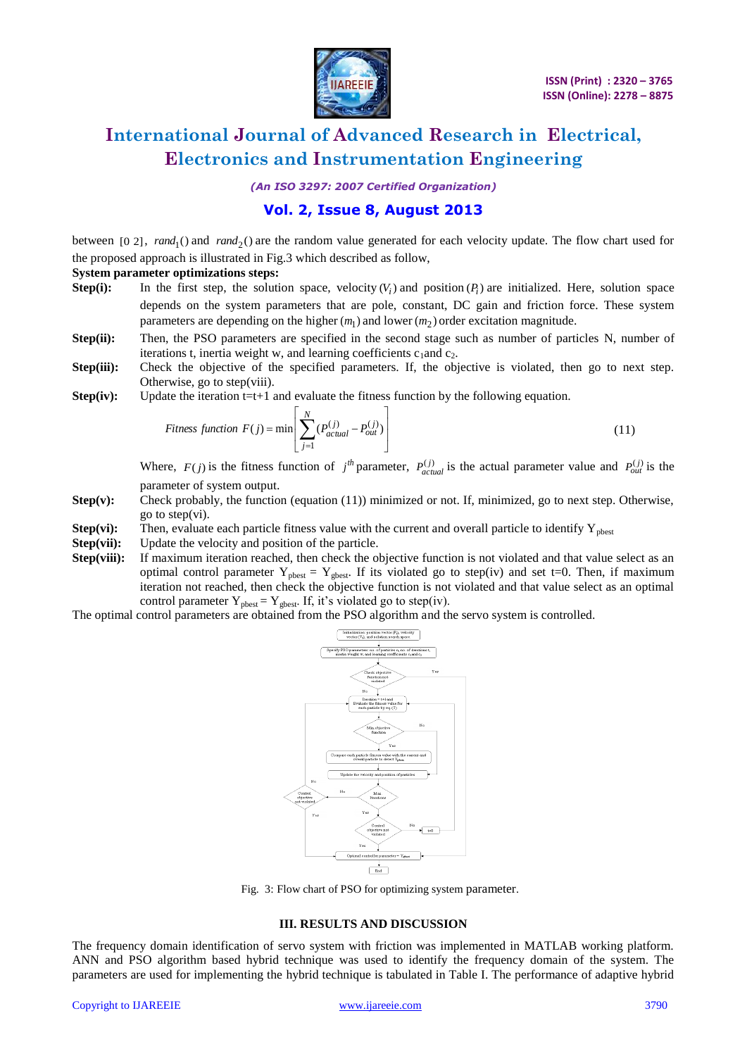between [0 2], $rand_1()$ and $rand_2()$ are the random value generated for each velocity update. The flow chart used for the proposed approach is illustrated in Fig.3 which described as follow,

**System parameter optimizations steps:**

**Step(i):** In the first step, the solution space, velocity $(V_i)$ and position $(P_i)$ are initialized. Here, solution space depends on the system parameters that are pole, constant, DC gain and friction force. These system parameters are depending on the higher $(m_1)$ and lower $(m_2)$ order excitation magnitude.

**Step(ii):** Then, the PSO parameters are specified in the second stage such as number of particles N, number of iterations t, inertia weight w, and learning coefficients $c_1$and $c_2$.

**Step(iii):** Check the objective of the specified parameters. If, the objective is violated, then go to next step. Otherwise, go to step(viii).

**Step(iv):** Update the iteration t=t+1 and evaluate the fitness function by the following equation.

$$Fitness\ function\ F(j) = \min\left[\sum_{j=1}^{N}(P_{actual}^{(j)} - P_{out}^{(j)})\right] \quad (11)$$

Where, $F(j)$ is the fitness function of $j^{th}$ parameter, $P_{actual}^{(j)}$ is the actual parameter value and $P_{out}^{(j)}$ is the parameter of system output.

**Step(v):** Check probably, the function (equation (11)) minimized or not. If, minimized, go to next step. Otherwise, go to step(vi).

**Step(vi):** Then, evaluate each particle fitness value with the current and overall particle to identify $Y_{pbest}$

**Step(vii):** Update the velocity and position of the particle.

**Step(viii):** If maximum iteration reached, then check the objective function is not violated and that value select as an optimal control parameter $Y_{pbest} = Y_{gbest}$. If its violated go to step(iv) and set t=0. Then, if maximum iteration not reached, then check the objective function is not violated and that value select as an optimal control parameter $Y_{pbest} = Y_{gbest}$. If, it's violated go to step(iv).

The optimal control parameters are obtained from the PSO algorithm and the servo system is controlled.

Fig. 3: Flow chart of PSO for optimizing system parameter.

## III. RESULTS AND DISCUSSION

The frequency domain identification of servo system with friction was implemented in MATLAB working platform. ANN and PSO algorithm based hybrid technique was used to identify the frequency domain of the system. The parameters are used for implementing the hybrid technique is tabulated in Table I. The performance of adaptive hybrid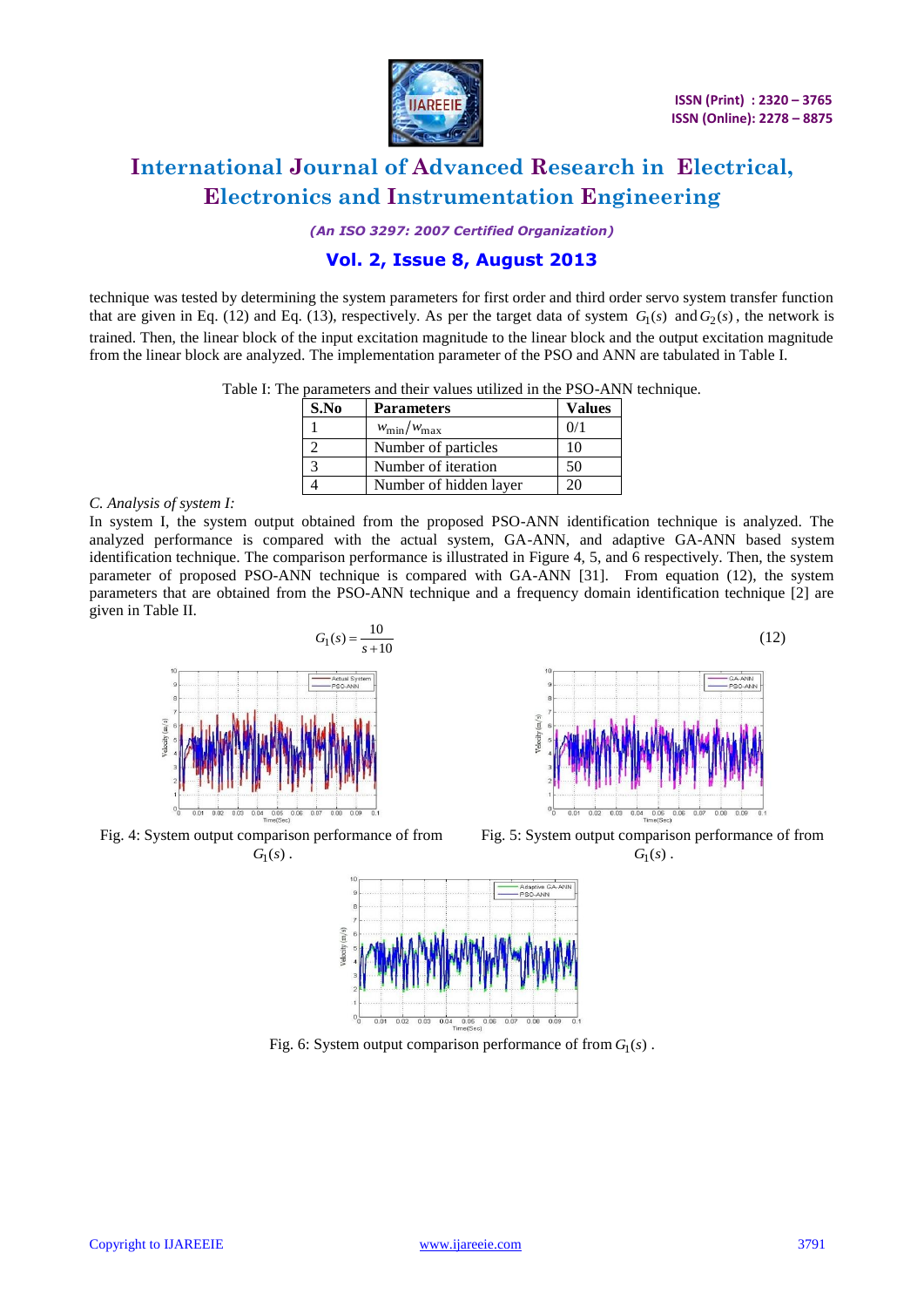technique was tested by determining the system parameters for first order and third order servo system transfer function that are given in Eq. (12) and Eq. (13), respectively. As per the target data of system $G_1(s)$ and $G_2(s)$, the network is trained. Then, the linear block of the input excitation magnitude to the linear block and the output excitation magnitude from the linear block are analyzed. The implementation parameter of the PSO and ANN are tabulated in Table I.

Table I: The parameters and their values utilized in the PSO-ANN technique.

| S.No | Parameters | Values |
|---|---|---|
| 1 | $w_{\min}/w_{\max}$ | 0/1 |
| 2 | Number of particles | 10 |
| 3 | Number of iteration | 50 |
| 4 | Number of hidden layer | 20 |

*C. Analysis of system I:*

In system I, the system output obtained from the proposed PSO-ANN identification technique is analyzed. The analyzed performance is compared with the actual system, GA-ANN, and adaptive GA-ANN based system identification technique. The comparison performance is illustrated in Figure 4, 5, and 6 respectively. Then, the system parameter of proposed PSO-ANN technique is compared with GA-ANN [31]. From equation (12), the system parameters that are obtained from the PSO-ANN technique and a frequency domain identification technique [2] are given in Table II.

$$G_1(s) = \frac{10}{s+10} \tag{12}$$

Fig. 4: System output comparison performance of from $G_1(s)$.

Fig. 5: System output comparison performance of from $G_1(s)$.

Fig. 6: System output comparison performance of from $G_1(s)$.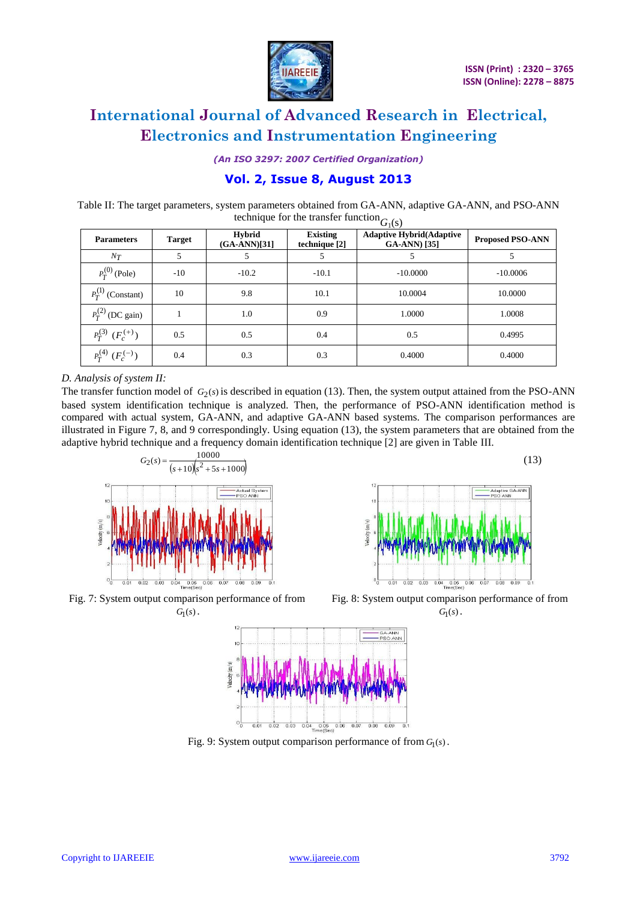Table II: The target parameters, system parameters obtained from GA-ANN, adaptive GA-ANN, and PSO-ANN technique for the transfer function $G_1(s)$

| Parameters | Target | Hybrid (GA-ANN)[31] | Existing technique [2] | Adaptive Hybrid(Adaptive GA-ANN) [35] | Proposed PSO-ANN |
|---|---|---|---|---|---|
| $N_T$ | 5 | 5 | 5 | 5 | 5 |
| $P_T^{(0)}$ (Pole) | -10 | -10.2 | -10.1 | -10.0000 | -10.0006 |
| $P_T^{(1)}$ (Constant) | 10 | 9.8 | 10.1 | 10.0004 | 10.0000 |
| $P_T^{(2)}$ (DC gain) | 1 | 1.0 | 0.9 | 1.0000 | 1.0008 |
| $P_T^{(3)}$ $(F_c^{(+)})$ | 0.5 | 0.5 | 0.4 | 0.5 | 0.4995 |
| $P_T^{(4)}$ $(F_c^{(-)})$ | 0.4 | 0.3 | 0.3 | 0.4000 | 0.4000 |

*D. Analysis of system II:*

The transfer function model of $G_2(s)$ is described in equation (13). Then, the system output attained from the PSO-ANN based system identification technique is analyzed. Then, the performance of PSO-ANN identification method is compared with actual system, GA-ANN, and adaptive GA-ANN based systems. The comparison performances are illustrated in Figure 7, 8, and 9 correspondingly. Using equation (13), the system parameters that are obtained from the adaptive hybrid technique and a frequency domain identification technique [2] are given in Table III.

$$G_2(s) = \frac{10000}{(s+10)(s^2+5s+1000)} \quad (13)$$

Fig. 7: System output comparison performance of from $G_1(s)$.

Fig. 8: System output comparison performance of from $G_1(s)$.

Fig. 9: System output comparison performance of from $G_1(s)$.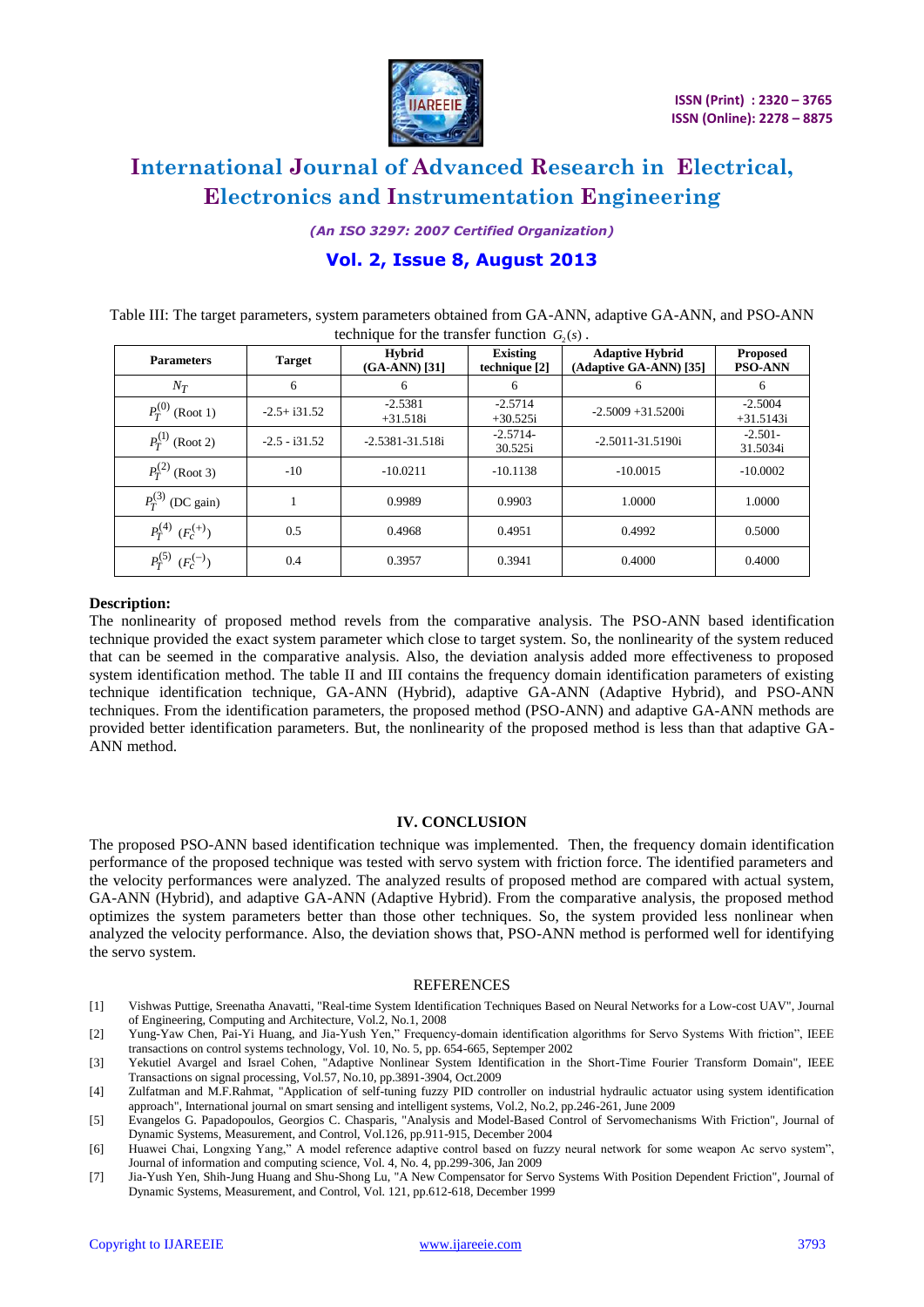Table III: The target parameters, system parameters obtained from GA-ANN, adaptive GA-ANN, and PSO-ANN technique for the transfer function $G_2(s)$.

| Parameters | Target | Hybrid (GA-ANN) [31] | Existing technique [2] | Adaptive Hybrid (Adaptive GA-ANN) [35] | Proposed PSO-ANN |
|---|---|---|---|---|---|
| $N_T$ | 6 | 6 | 6 | 6 | 6 |
| $P_T^{(0)}$ (Root 1) | -2.5+ i31.52 | -2.5381 +31.518i | -2.5714 +30.525i | -2.5009 +31.5200i | -2.5004 +31.5143i |
| $P_T^{(1)}$ (Root 2) | -2.5 - i31.52 | -2.5381-31.518i | -2.5714- 30.525i | -2.5011-31.5190i | -2.501- 31.5034i |
| $P_T^{(2)}$ (Root 3) | -10 | -10.0211 | -10.1138 | -10.0015 | -10.0002 |
| $P_T^{(3)}$ (DC gain) | 1 | 0.9989 | 0.9903 | 1.0000 | 1.0000 |
| $P_T^{(4)}$ $(F_c^{(+)})$ | 0.5 | 0.4968 | 0.4951 | 0.4992 | 0.5000 |
| $P_T^{(5)}$ $(F_c^{(-)})$ | 0.4 | 0.3957 | 0.3941 | 0.4000 | 0.4000 |

**Description:**

The nonlinearity of proposed method revels from the comparative analysis. The PSO-ANN based identification technique provided the exact system parameter which close to target system. So, the nonlinearity of the system reduced that can be seemed in the comparative analysis. Also, the deviation analysis added more effectiveness to proposed system identification method. The table II and III contains the frequency domain identification parameters of existing technique identification technique, GA-ANN (Hybrid), adaptive GA-ANN (Adaptive Hybrid), and PSO-ANN techniques. From the identification parameters, the proposed method (PSO-ANN) and adaptive GA-ANN methods are provided better identification parameters. But, the nonlinearity of the proposed method is less than that adaptive GA-ANN method.

## IV. CONCLUSION

The proposed PSO-ANN based identification technique was implemented. Then, the frequency domain identification performance of the proposed technique was tested with servo system with friction force. The identified parameters and the velocity performances were analyzed. The analyzed results of proposed method are compared with actual system, GA-ANN (Hybrid), and adaptive GA-ANN (Adaptive Hybrid). From the comparative analysis, the proposed method optimizes the system parameters better than those other techniques. So, the system provided less nonlinear when analyzed the velocity performance. Also, the deviation shows that, PSO-ANN method is performed well for identifying the servo system.

## REFERENCES

[1] Vishwas Puttige, Sreenatha Anavatti, "Real-time System Identification Techniques Based on Neural Networks for a Low-cost UAV", Journal of Engineering, Computing and Architecture, Vol.2, No.1, 2008

[2] Yung-Yaw Chen, Pai-Yi Huang, and Jia-Yush Yen," Frequency-domain identification algorithms for Servo Systems With friction", IEEE transactions on control systems technology, Vol. 10, No. 5, pp. 654-665, Septemper 2002

[3] Yekutiel Avargel and Israel Cohen, "Adaptive Nonlinear System Identification in the Short-Time Fourier Transform Domain", IEEE Transactions on signal processing, Vol.57, No.10, pp.3891-3904, Oct.2009

[4] Zulfatman and M.F.Rahmat, "Application of self-tuning fuzzy PID controller on industrial hydraulic actuator using system identification approach", International journal on smart sensing and intelligent systems, Vol.2, No.2, pp.246-261, June 2009

[5] Evangelos G. Papadopoulos, Georgios C. Chasparis, "Analysis and Model-Based Control of Servomechanisms With Friction", Journal of Dynamic Systems, Measurement, and Control, Vol.126, pp.911-915, December 2004

[6] Huawei Chai, Longxing Yang," A model reference adaptive control based on fuzzy neural network for some weapon Ac servo system", Journal of information and computing science, Vol. 4, No. 4, pp.299-306, Jan 2009

[7] Jia-Yush Yen, Shih-Jung Huang and Shu-Shong Lu, "A New Compensator for Servo Systems With Position Dependent Friction", Journal of Dynamic Systems, Measurement, and Control, Vol. 121, pp.612-618, December 1999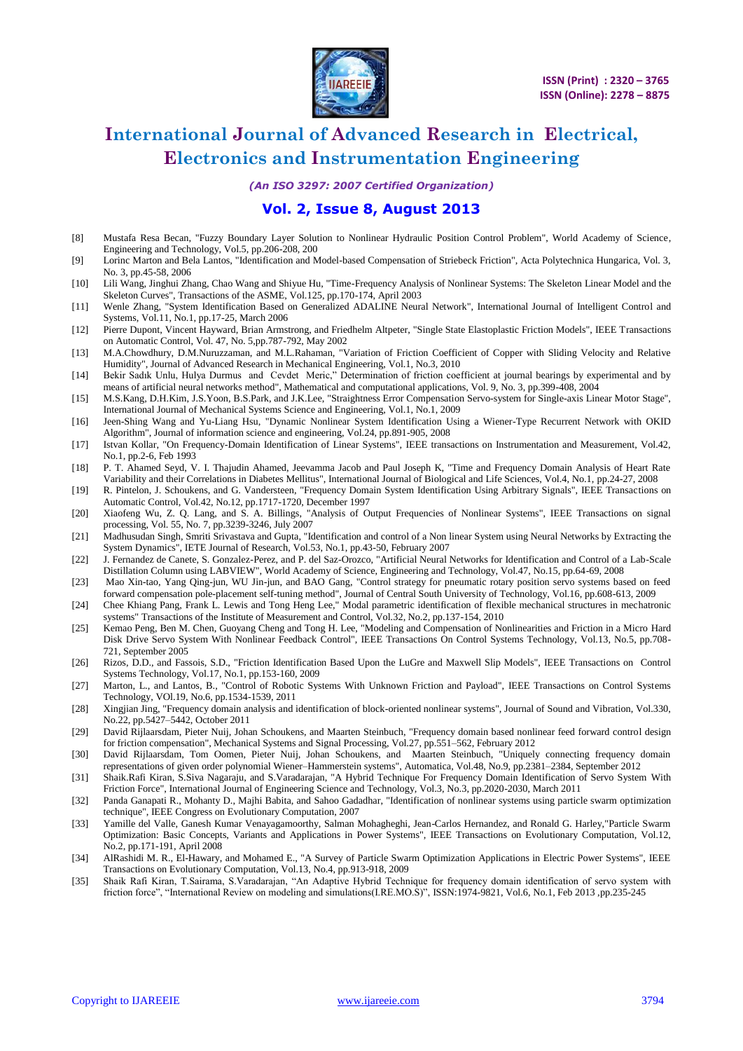[8] Mustafa Resa Becan, "Fuzzy Boundary Layer Solution to Nonlinear Hydraulic Position Control Problem", World Academy of Science, Engineering and Technology, Vol.5, pp.206-208, 200

[9] Lorinc Marton and Bela Lantos, "Identification and Model-based Compensation of Striebeck Friction", Acta Polytechnica Hungarica, Vol. 3, No. 3, pp.45-58, 2006

[10] Lili Wang, Jinghui Zhang, Chao Wang and Shiyue Hu, "Time-Frequency Analysis of Nonlinear Systems: The Skeleton Linear Model and the Skeleton Curves", Transactions of the ASME, Vol.125, pp.170-174, April 2003

[11] Wenle Zhang, "System Identification Based on Generalized ADALINE Neural Network", International Journal of Intelligent Control and Systems, Vol.11, No.1, pp.17-25, March 2006

[12] Pierre Dupont, Vincent Hayward, Brian Armstrong, and Friedhelm Altpeter, "Single State Elastoplastic Friction Models", IEEE Transactions on Automatic Control, Vol. 47, No. 5,pp.787-792, May 2002

[13] M.A.Chowdhury, D.M.Nuruzzaman, and M.L.Rahaman, "Variation of Friction Coefficient of Copper with Sliding Velocity and Relative Humidity", Journal of Advanced Research in Mechanical Engineering, Vol.1, No.3, 2010

[14] Bekir Sadık Unlu, Hulya Durmus and Cevdet Meric," Determination of friction coefficient at journal bearings by experimental and by means of artificial neural networks method", Mathematical and computational applications, Vol. 9, No. 3, pp.399-408, 2004

[15] M.S.Kang, D.H.Kim, J.S.Yoon, B.S.Park, and J.K.Lee, "Straightness Error Compensation Servo-system for Single-axis Linear Motor Stage", International Journal of Mechanical Systems Science and Engineering, Vol.1, No.1, 2009

[16] Jeen-Shing Wang and Yu-Liang Hsu, "Dynamic Nonlinear System Identification Using a Wiener-Type Recurrent Network with OKID Algorithm", Journal of information science and engineering, Vol.24, pp.891-905, 2008

[17] Istvan Kollar, "On Frequency-Domain Identification of Linear Systems", IEEE transactions on Instrumentation and Measurement, Vol.42, No.1, pp.2-6, Feb 1993

[18] P. T. Ahamed Seyd, V. I. Thajudin Ahamed, Jeevamma Jacob and Paul Joseph K, "Time and Frequency Domain Analysis of Heart Rate Variability and their Correlations in Diabetes Mellitus", International Journal of Biological and Life Sciences, Vol.4, No.1, pp.24-27, 2008

[19] R. Pintelon, J. Schoukens, and G. Vandersteen, "Frequency Domain System Identification Using Arbitrary Signals", IEEE Transactions on Automatic Control, Vol.42, No.12, pp.1717-1720, December 1997

[20] Xiaofeng Wu, Z. Q. Lang, and S. A. Billings, "Analysis of Output Frequencies of Nonlinear Systems", IEEE Transactions on signal processing, Vol. 55, No. 7, pp.3239-3246, July 2007

[21] Madhusudan Singh, Smriti Srivastava and Gupta, "Identification and control of a Non linear System using Neural Networks by Extracting the System Dynamics", IETE Journal of Research, Vol.53, No.1, pp.43-50, February 2007

[22] J. Fernandez de Canete, S. Gonzalez-Perez, and P. del Saz-Orozco, "Artificial Neural Networks for Identification and Control of a Lab-Scale Distillation Column using LABVIEW", World Academy of Science, Engineering and Technology, Vol.47, No.15, pp.64-69, 2008

[23] Mao Xin-tao, Yang Qing-jun, WU Jin-jun, and BAO Gang, "Control strategy for pneumatic rotary position servo systems based on feed forward compensation pole-placement self-tuning method", Journal of Central South University of Technology, Vol.16, pp.608-613, 2009

[24] Chee Khiang Pang, Frank L. Lewis and Tong Heng Lee," Modal parametric identification of flexible mechanical structures in mechatronic systems" Transactions of the Institute of Measurement and Control, Vol.32, No.2, pp.137-154, 2010

[25] Kemao Peng, Ben M. Chen, Guoyang Cheng and Tong H. Lee, "Modeling and Compensation of Nonlinearities and Friction in a Micro Hard Disk Drive Servo System With Nonlinear Feedback Control", IEEE Transactions On Control Systems Technology, Vol.13, No.5, pp.708-721, September 2005

[26] Rizos, D.D., and Fassois, S.D., "Friction Identification Based Upon the LuGre and Maxwell Slip Models", IEEE Transactions on Control Systems Technology, Vol.17, No.1, pp.153-160, 2009

[27] Marton, L., and Lantos, B., "Control of Robotic Systems With Unknown Friction and Payload", IEEE Transactions on Control Systems Technology, VOl.19, No.6, pp.1534-1539, 2011

[28] Xingjian Jing, "Frequency domain analysis and identification of block-oriented nonlinear systems", Journal of Sound and Vibration, Vol.330, No.22, pp.5427–5442, October 2011

[29] David Rijlaarsdam, Pieter Nuij, Johan Schoukens, and Maarten Steinbuch, "Frequency domain based nonlinear feed forward control design for friction compensation", Mechanical Systems and Signal Processing, Vol.27, pp.551–562, February 2012

[30] David Rijlaarsdam, Tom Oomen, Pieter Nuij, Johan Schoukens, and Maarten Steinbuch, "Uniquely connecting frequency domain representations of given order polynomial Wiener–Hammerstein systems", Automatica, Vol.48, No.9, pp.2381–2384, September 2012

[31] Shaik.Rafi Kiran, S.Siva Nagaraju, and S.Varadarajan, "A Hybrid Technique For Frequency Domain Identification of Servo System With Friction Force", International Journal of Engineering Science and Technology, Vol.3, No.3, pp.2020-2030, March 2011

[32] Panda Ganapati R., Mohanty D., Majhi Babita, and Sahoo Gadadhar, "Identification of nonlinear systems using particle swarm optimization technique", IEEE Congress on Evolutionary Computation, 2007

[33] Yamille del Valle, Ganesh Kumar Venayagamoorthy, Salman Mohagheghi, Jean-Carlos Hernandez, and Ronald G. Harley,"Particle Swarm Optimization: Basic Concepts, Variants and Applications in Power Systems", IEEE Transactions on Evolutionary Computation, Vol.12, No.2, pp.171-191, April 2008

[34] AlRashidi M. R., El-Hawary, and Mohamed E., "A Survey of Particle Swarm Optimization Applications in Electric Power Systems", IEEE Transactions on Evolutionary Computation, Vol.13, No.4, pp.913-918, 2009

[35] Shaik Rafi Kiran, T.Sairama, S.Varadarajan, "An Adaptive Hybrid Technique for frequency domain identification of servo system with friction force", "International Review on modeling and simulations(I.RE.MO.S)", ISSN:1974-9821, Vol.6, No.1, Feb 2013 ,pp.235-245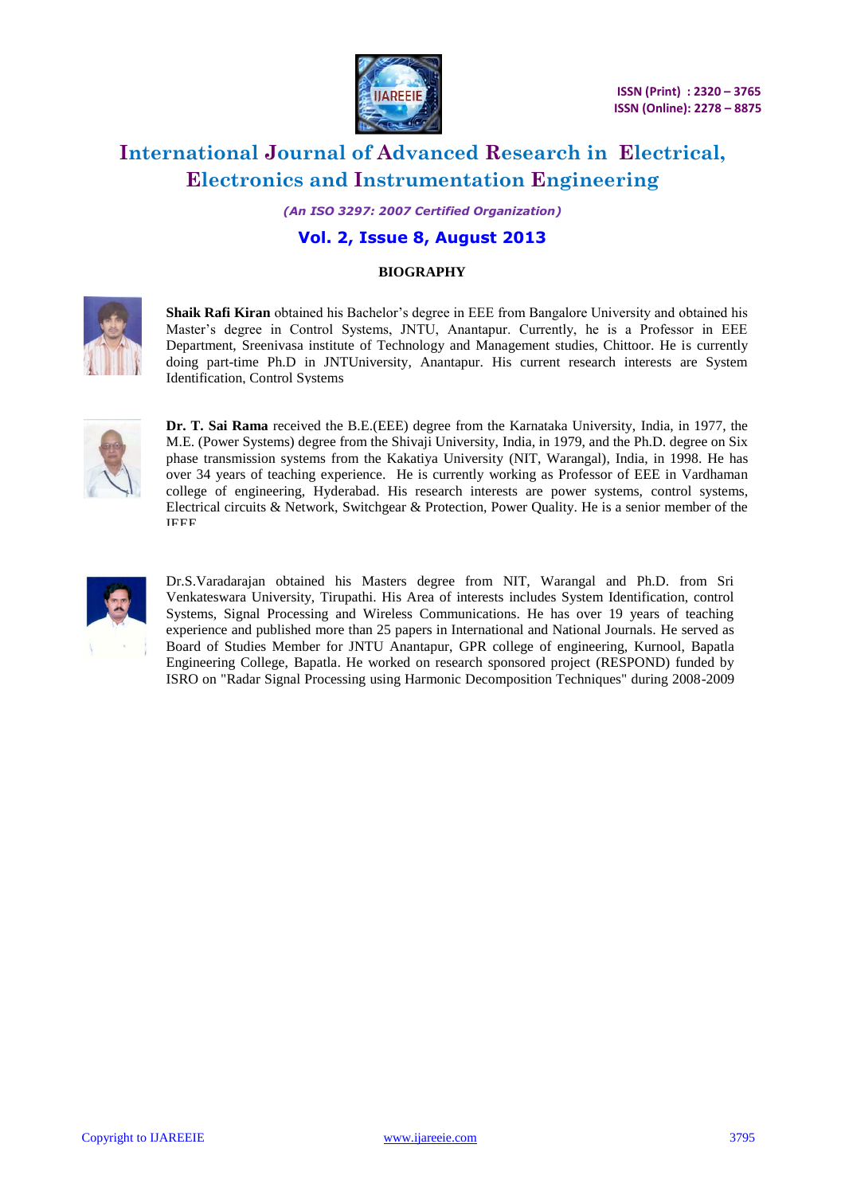**BIOGRAPHY**

**Shaik Rafi Kiran** obtained his Bachelor's degree in EEE from Bangalore University and obtained his Master's degree in Control Systems, JNTU, Anantapur. Currently, he is a Professor in EEE Department, Sreenivasa institute of Technology and Management studies, Chittoor. He is currently doing part-time Ph.D in JNTUniversity, Anantapur. His current research interests are System Identification, Control Systems

**Dr. T. Sai Rama** received the B.E.(EEE) degree from the Karnataka University, India, in 1977, the M.E. (Power Systems) degree from the Shivaji University, India, in 1979, and the Ph.D. degree on Six phase transmission systems from the Kakatiya University (NIT, Warangal), India, in 1998. He has over 34 years of teaching experience. He is currently working as Professor of EEE in Vardhaman college of engineering, Hyderabad. His research interests are power systems, control systems, Electrical circuits & Network, Switchgear & Protection, Power Quality. He is a senior member of the IEEE

Dr.S.Varadarajan obtained his Masters degree from NIT, Warangal and Ph.D. from Sri Venkateswara University, Tirupathi. His Area of interests includes System Identification, control Systems, Signal Processing and Wireless Communications. He has over 19 years of teaching experience and published more than 25 papers in International and National Journals. He served as Board of Studies Member for JNTU Anantapur, GPR college of engineering, Kurnool, Bapatla Engineering College, Bapatla. He worked on research sponsored project (RESPOND) funded by ISRO on "Radar Signal Processing using Harmonic Decomposition Techniques" during 2008-2009